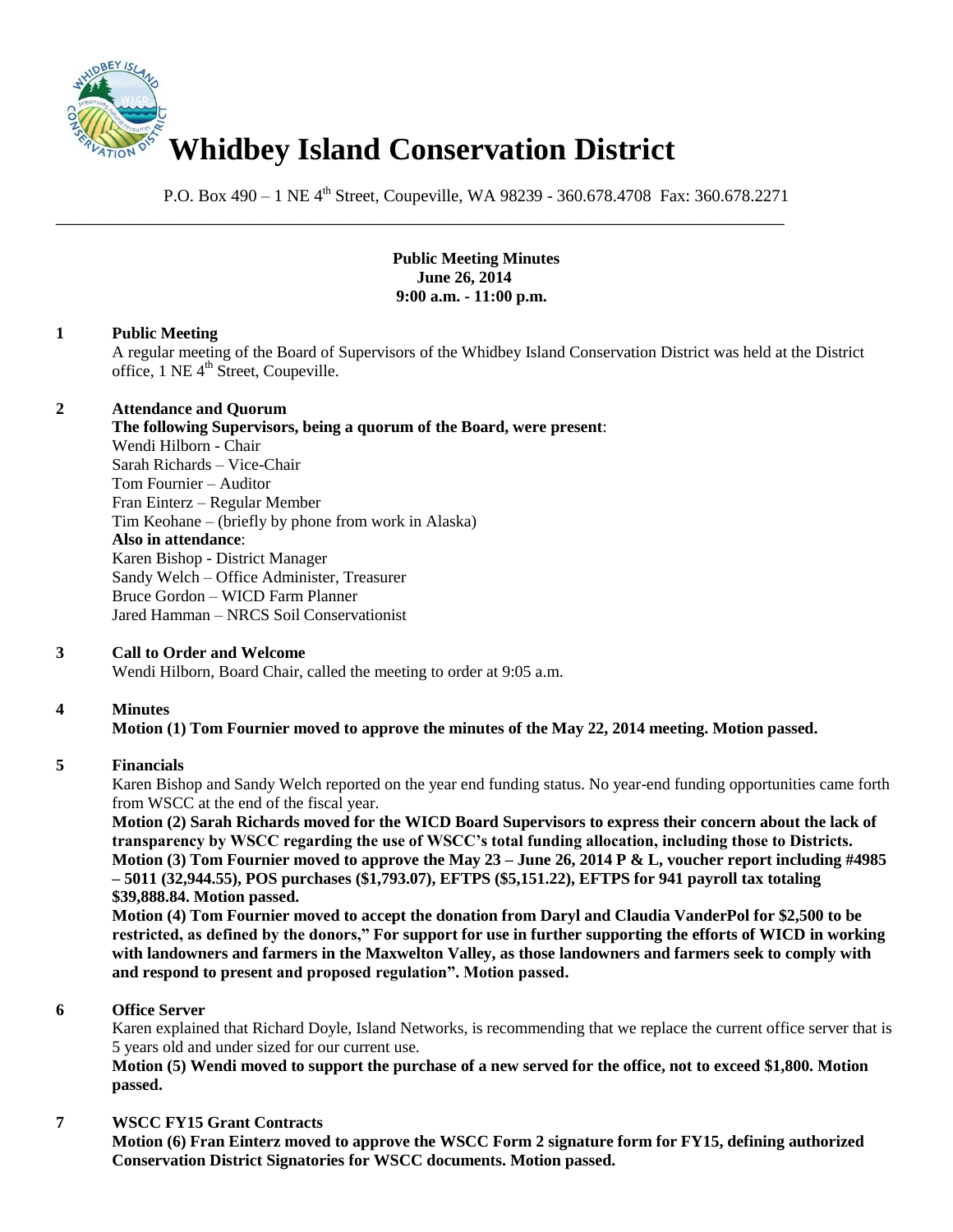# Whidbey Island Conservation District

P.O. Box 490 – 1 NE 4th Street, Coupeville, WA 98239 - 360.678.4708 Fax: 360.678.2271

**Public Meeting Minutes**
**June 26, 2014**
**9:00 a.m. - 11:00 p.m.**

## 1 Public Meeting

A regular meeting of the Board of Supervisors of the Whidbey Island Conservation District was held at the District office, 1 NE 4th Street, Coupeville.

## 2 Attendance and Quorum

**The following Supervisors, being a quorum of the Board, were present**:
Wendi Hilborn - Chair
Sarah Richards – Vice-Chair
Tom Fournier – Auditor
Fran Einterz – Regular Member
Tim Keohane – (briefly by phone from work in Alaska)

**Also in attendance**:
Karen Bishop - District Manager
Sandy Welch – Office Administer, Treasurer
Bruce Gordon – WICD Farm Planner
Jared Hamman – NRCS Soil Conservationist

## 3 Call to Order and Welcome

Wendi Hilborn, Board Chair, called the meeting to order at 9:05 a.m.

## 4 Minutes

**Motion (1) Tom Fournier moved to approve the minutes of the May 22, 2014 meeting. Motion passed.**

## 5 Financials

Karen Bishop and Sandy Welch reported on the year end funding status. No year-end funding opportunities came forth from WSCC at the end of the fiscal year.

**Motion (2) Sarah Richards moved for the WICD Board Supervisors to express their concern about the lack of transparency by WSCC regarding the use of WSCC's total funding allocation, including those to Districts.**

**Motion (3) Tom Fournier moved to approve the May 23 – June 26, 2014 P & L, voucher report including #4985 – 5011 (32,944.55), POS purchases ($1,793.07), EFTPS ($5,151.22), EFTPS for 941 payroll tax totaling $39,888.84. Motion passed.**

**Motion (4) Tom Fournier moved to accept the donation from Daryl and Claudia VanderPol for $2,500 to be restricted, as defined by the donors," For support for use in further supporting the efforts of WICD in working with landowners and farmers in the Maxwelton Valley, as those landowners and farmers seek to comply with and respond to present and proposed regulation". Motion passed.**

## 6 Office Server

Karen explained that Richard Doyle, Island Networks, is recommending that we replace the current office server that is 5 years old and under sized for our current use.

**Motion (5) Wendi moved to support the purchase of a new served for the office, not to exceed $1,800. Motion passed.**

## 7 WSCC FY15 Grant Contracts

**Motion (6) Fran Einterz moved to approve the WSCC Form 2 signature form for FY15, defining authorized Conservation District Signatories for WSCC documents. Motion passed.**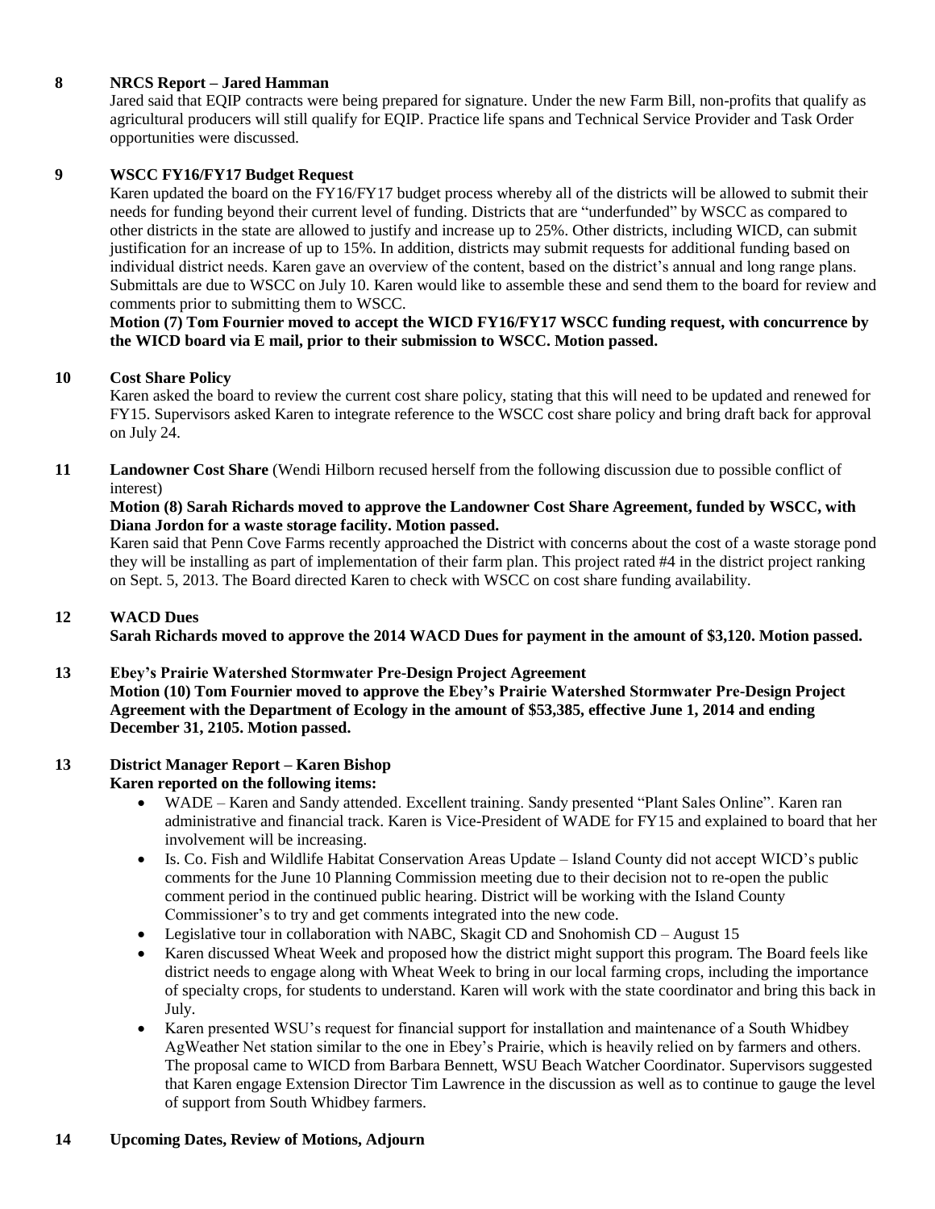**8 NRCS Report – Jared Hamman**

Jared said that EQIP contracts were being prepared for signature. Under the new Farm Bill, non-profits that qualify as agricultural producers will still qualify for EQIP. Practice life spans and Technical Service Provider and Task Order opportunities were discussed.

**9 WSCC FY16/FY17 Budget Request**

Karen updated the board on the FY16/FY17 budget process whereby all of the districts will be allowed to submit their needs for funding beyond their current level of funding. Districts that are "underfunded" by WSCC as compared to other districts in the state are allowed to justify and increase up to 25%. Other districts, including WICD, can submit justification for an increase of up to 15%. In addition, districts may submit requests for additional funding based on individual district needs. Karen gave an overview of the content, based on the district's annual and long range plans. Submittals are due to WSCC on July 10. Karen would like to assemble these and send them to the board for review and comments prior to submitting them to WSCC.

**Motion (7) Tom Fournier moved to accept the WICD FY16/FY17 WSCC funding request, with concurrence by the WICD board via E mail, prior to their submission to WSCC. Motion passed.**

**10 Cost Share Policy**

Karen asked the board to review the current cost share policy, stating that this will need to be updated and renewed for FY15. Supervisors asked Karen to integrate reference to the WSCC cost share policy and bring draft back for approval on July 24.

**11 Landowner Cost Share** (Wendi Hilborn recused herself from the following discussion due to possible conflict of interest)

**Motion (8) Sarah Richards moved to approve the Landowner Cost Share Agreement, funded by WSCC, with Diana Jordon for a waste storage facility. Motion passed.**

Karen said that Penn Cove Farms recently approached the District with concerns about the cost of a waste storage pond they will be installing as part of implementation of their farm plan. This project rated #4 in the district project ranking on Sept. 5, 2013. The Board directed Karen to check with WSCC on cost share funding availability.

**12 WACD Dues**

**Sarah Richards moved to approve the 2014 WACD Dues for payment in the amount of $3,120. Motion passed.**

**13 Ebey's Prairie Watershed Stormwater Pre-Design Project Agreement**

**Motion (10) Tom Fournier moved to approve the Ebey's Prairie Watershed Stormwater Pre-Design Project Agreement with the Department of Ecology in the amount of $53,385, effective June 1, 2014 and ending December 31, 2105. Motion passed.**

**13 District Manager Report – Karen Bishop**

**Karen reported on the following items:**

- WADE – Karen and Sandy attended. Excellent training. Sandy presented "Plant Sales Online". Karen ran administrative and financial track. Karen is Vice-President of WADE for FY15 and explained to board that her involvement will be increasing.
- Is. Co. Fish and Wildlife Habitat Conservation Areas Update – Island County did not accept WICD's public comments for the June 10 Planning Commission meeting due to their decision not to re-open the public comment period in the continued public hearing. District will be working with the Island County Commissioner's to try and get comments integrated into the new code.
- Legislative tour in collaboration with NABC, Skagit CD and Snohomish CD – August 15
- Karen discussed Wheat Week and proposed how the district might support this program. The Board feels like district needs to engage along with Wheat Week to bring in our local farming crops, including the importance of specialty crops, for students to understand. Karen will work with the state coordinator and bring this back in July.
- Karen presented WSU's request for financial support for installation and maintenance of a South Whidbey AgWeather Net station similar to the one in Ebey's Prairie, which is heavily relied on by farmers and others. The proposal came to WICD from Barbara Bennett, WSU Beach Watcher Coordinator. Supervisors suggested that Karen engage Extension Director Tim Lawrence in the discussion as well as to continue to gauge the level of support from South Whidbey farmers.

**14 Upcoming Dates, Review of Motions, Adjourn**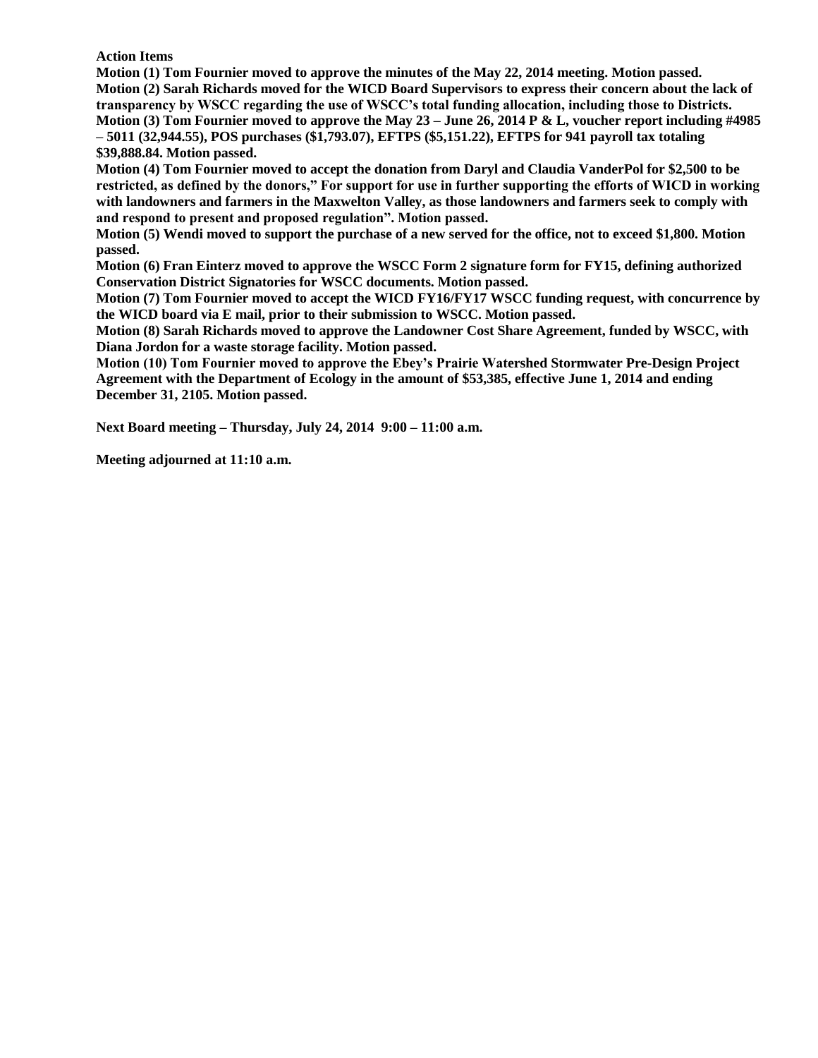**Action Items**

**Motion (1) Tom Fournier moved to approve the minutes of the May 22, 2014 meeting. Motion passed.**

**Motion (2) Sarah Richards moved for the WICD Board Supervisors to express their concern about the lack of transparency by WSCC regarding the use of WSCC's total funding allocation, including those to Districts.**

**Motion (3) Tom Fournier moved to approve the May 23 – June 26, 2014 P & L, voucher report including #4985 – 5011 (32,944.55), POS purchases ($1,793.07), EFTPS ($5,151.22), EFTPS for 941 payroll tax totaling $39,888.84. Motion passed.**

**Motion (4) Tom Fournier moved to accept the donation from Daryl and Claudia VanderPol for $2,500 to be restricted, as defined by the donors," For support for use in further supporting the efforts of WICD in working with landowners and farmers in the Maxwelton Valley, as those landowners and farmers seek to comply with and respond to present and proposed regulation". Motion passed.**

**Motion (5) Wendi moved to support the purchase of a new served for the office, not to exceed $1,800. Motion passed.**

**Motion (6) Fran Einterz moved to approve the WSCC Form 2 signature form for FY15, defining authorized Conservation District Signatories for WSCC documents. Motion passed.**

**Motion (7) Tom Fournier moved to accept the WICD FY16/FY17 WSCC funding request, with concurrence by the WICD board via E mail, prior to their submission to WSCC. Motion passed.**

**Motion (8) Sarah Richards moved to approve the Landowner Cost Share Agreement, funded by WSCC, with Diana Jordon for a waste storage facility. Motion passed.**

**Motion (10) Tom Fournier moved to approve the Ebey's Prairie Watershed Stormwater Pre-Design Project Agreement with the Department of Ecology in the amount of $53,385, effective June 1, 2014 and ending December 31, 2105. Motion passed.**

**Next Board meeting – Thursday, July 24, 2014 9:00 – 11:00 a.m.**

**Meeting adjourned at 11:10 a.m.**